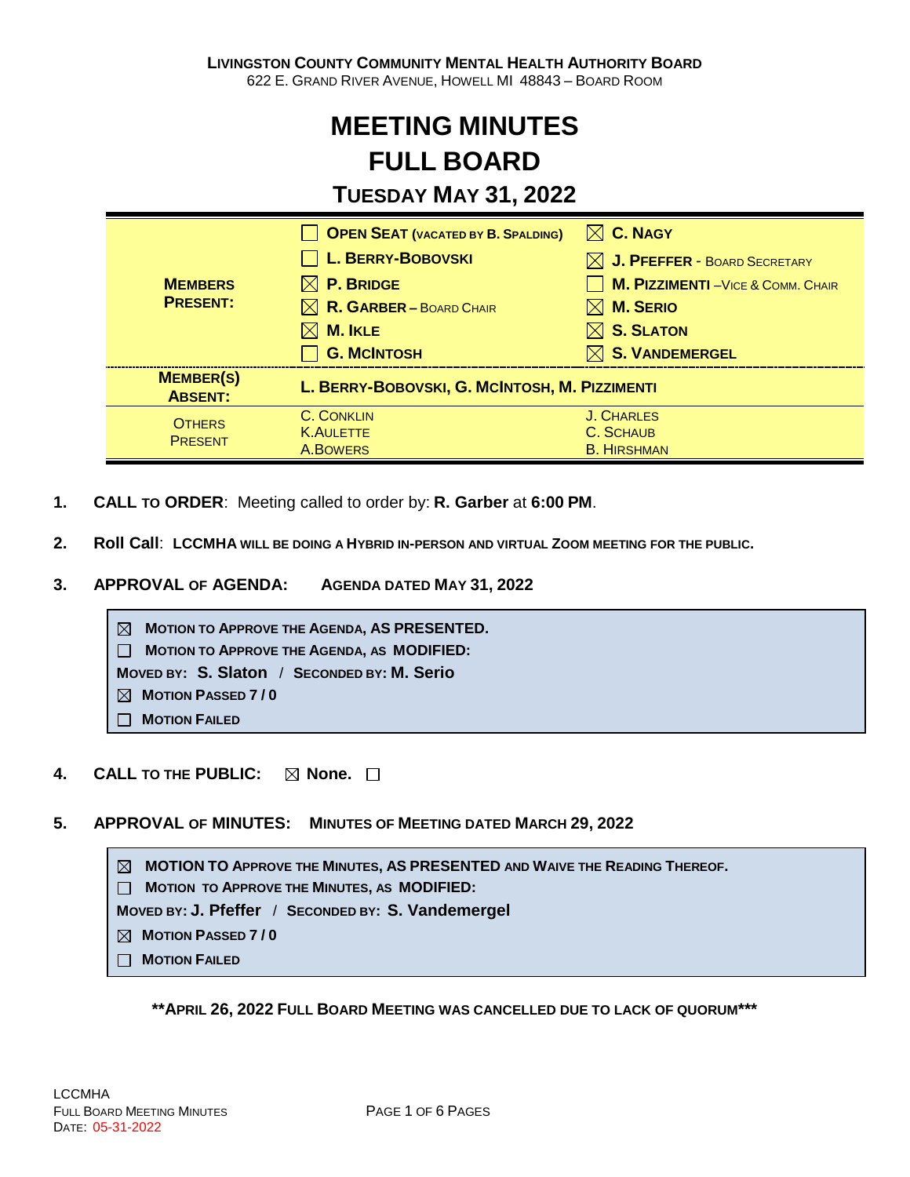**LIVINGSTON COUNTY COMMUNITY MENTAL HEALTH AUTHORITY BOARD**
622 E. GRAND RIVER AVENUE, HOWELL MI 48843 – BOARD ROOM

# MEETING MINUTES
# FULL BOARD
## TUESDAY MAY 31, 2022

| | | |
|---|---|---|
| **MEMBERS PRESENT:** | ☐ **OPEN SEAT (VACATED BY B. SPALDING)**<br>☐ **L. BERRY-BOBOVSKI**<br>☒ **P. BRIDGE**<br>☒ **R. GARBER** – BOARD CHAIR<br>☒ **M. IKLE**<br>☐ **G. MCINTOSH** | ☒ **C. NAGY**<br>☒ **J. PFEFFER** - BOARD SECRETARY<br>☐ **M. PIZZIMENTI** –VICE & COMM. CHAIR<br>☒ **M. SERIO**<br>☒ **S. SLATON**<br>☒ **S. VANDEMERGEL** |
| **MEMBER(S) ABSENT:** | **L. BERRY-BOBOVSKI, G. MCINTOSH, M. PIZZIMENTI** | |
| OTHERS PRESENT | C. CONKLIN<br>K. AULETTE<br>A. BOWERS | J. CHARLES<br>C. SCHAUB<br>B. HIRSHMAN |

1. **CALL TO ORDER**: Meeting called to order by: **R. Garber** at **6:00 PM**.

2. **Roll Call**: **LCCMHA WILL BE DOING A HYBRID IN-PERSON AND VIRTUAL ZOOM MEETING FOR THE PUBLIC.**

3. **APPROVAL OF AGENDA:** **AGENDA DATED MAY 31, 2022**

> ☒ **MOTION TO APPROVE THE AGENDA, AS PRESENTED.**
> ☐ **MOTION TO APPROVE THE AGENDA, AS MODIFIED:**
> **MOVED BY: S. Slaton / SECONDED BY: M. Serio**
> ☒ **MOTION PASSED 7 / 0**
> ☐ **MOTION FAILED**

4. **CALL TO THE PUBLIC:** ☒ **None.** ☐

5. **APPROVAL OF MINUTES:** **MINUTES OF MEETING DATED MARCH 29, 2022**

> ☒ **MOTION TO APPROVE THE MINUTES, AS PRESENTED AND WAIVE THE READING THEREOF.**
> ☐ **MOTION TO APPROVE THE MINUTES, AS MODIFIED:**
> **MOVED BY: J. Pfeffer / SECONDED BY: S. Vandemergel**
> ☒ **MOTION PASSED 7 / 0**
> ☐ **MOTION FAILED**

**\*\*APRIL 26, 2022 FULL BOARD MEETING WAS CANCELLED DUE TO LACK OF QUORUM\*\*\***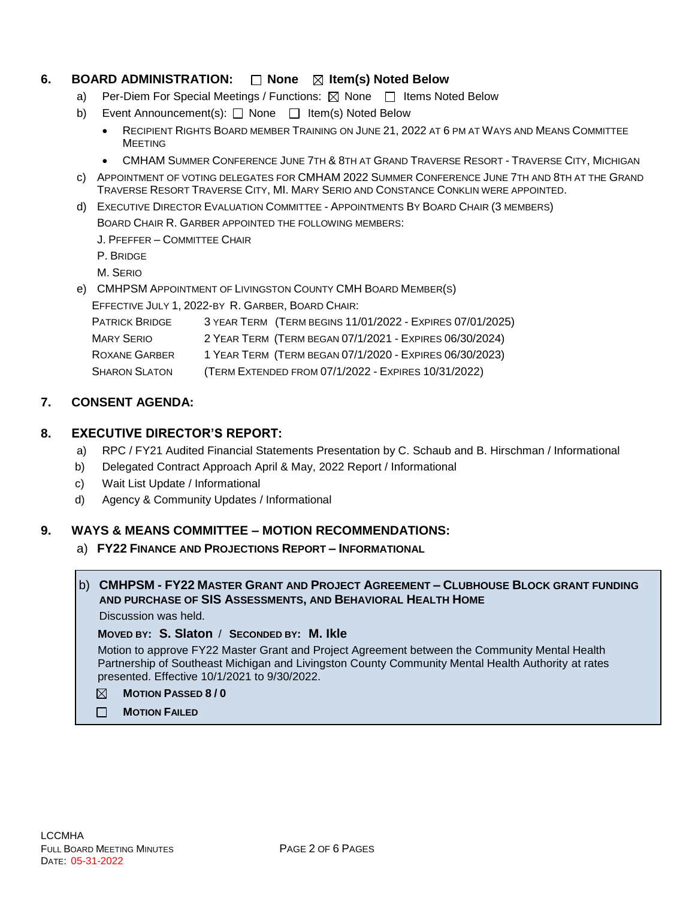## 6. BOARD ADMINISTRATION: ☐ None ☒ Item(s) Noted Below

a) Per-Diem For Special Meetings / Functions: ☒ None ☐ Items Noted Below

b) Event Announcement(s): ☐ None ☐ Item(s) Noted Below

- Recipient Rights Board member Training on June 21, 2022 at 6 pm at Ways and Means Committee Meeting
- CMHAM Summer Conference June 7th & 8th at Grand Traverse Resort - Traverse City, Michigan

c) Appointment of voting delegates for CMHAM 2022 Summer Conference June 7th and 8th at the Grand Traverse Resort Traverse City, MI. Mary Serio and Constance Conklin were appointed.

d) Executive Director Evaluation Committee - Appointments By Board Chair (3 members)

Board Chair R. Garber appointed the following members:

J. Pfeffer – Committee Chair

P. Bridge

M. Serio

e) CMHPSM Appointment of Livingston County CMH Board Member(s)

Effective July 1, 2022-by R. Garber, Board Chair:

| | |
|---|---|
| Patrick Bridge | 3 year Term (Term begins 11/01/2022 - Expires 07/01/2025) |
| Mary Serio | 2 Year Term (Term began 07/1/2021 - Expires 06/30/2024) |
| Roxane Garber | 1 Year Term (Term began 07/1/2020 - Expires 06/30/2023) |
| Sharon Slaton | (Term Extended from 07/1/2022 - Expires 10/31/2022) |

## 7. CONSENT AGENDA:

## 8. EXECUTIVE DIRECTOR'S REPORT:

a) RPC / FY21 Audited Financial Statements Presentation by C. Schaub and B. Hirschman / Informational

b) Delegated Contract Approach April & May, 2022 Report / Informational

c) Wait List Update / Informational

d) Agency & Community Updates / Informational

## 9. WAYS & MEANS COMMITTEE – MOTION RECOMMENDATIONS:

a) **FY22 Finance and Projections Report – Informational**

b) **CMHPSM - FY22 Master Grant and Project Agreement – Clubhouse Block grant funding and purchase of SIS Assessments, and Behavioral Health Home**

Discussion was held.

**Moved by: S. Slaton** / **Seconded by: M. Ikle**

Motion to approve FY22 Master Grant and Project Agreement between the Community Mental Health Partnership of Southeast Michigan and Livingston County Community Mental Health Authority at rates presented. Effective 10/1/2021 to 9/30/2022.

☒ **Motion Passed 8 / 0**

☐ **Motion Failed**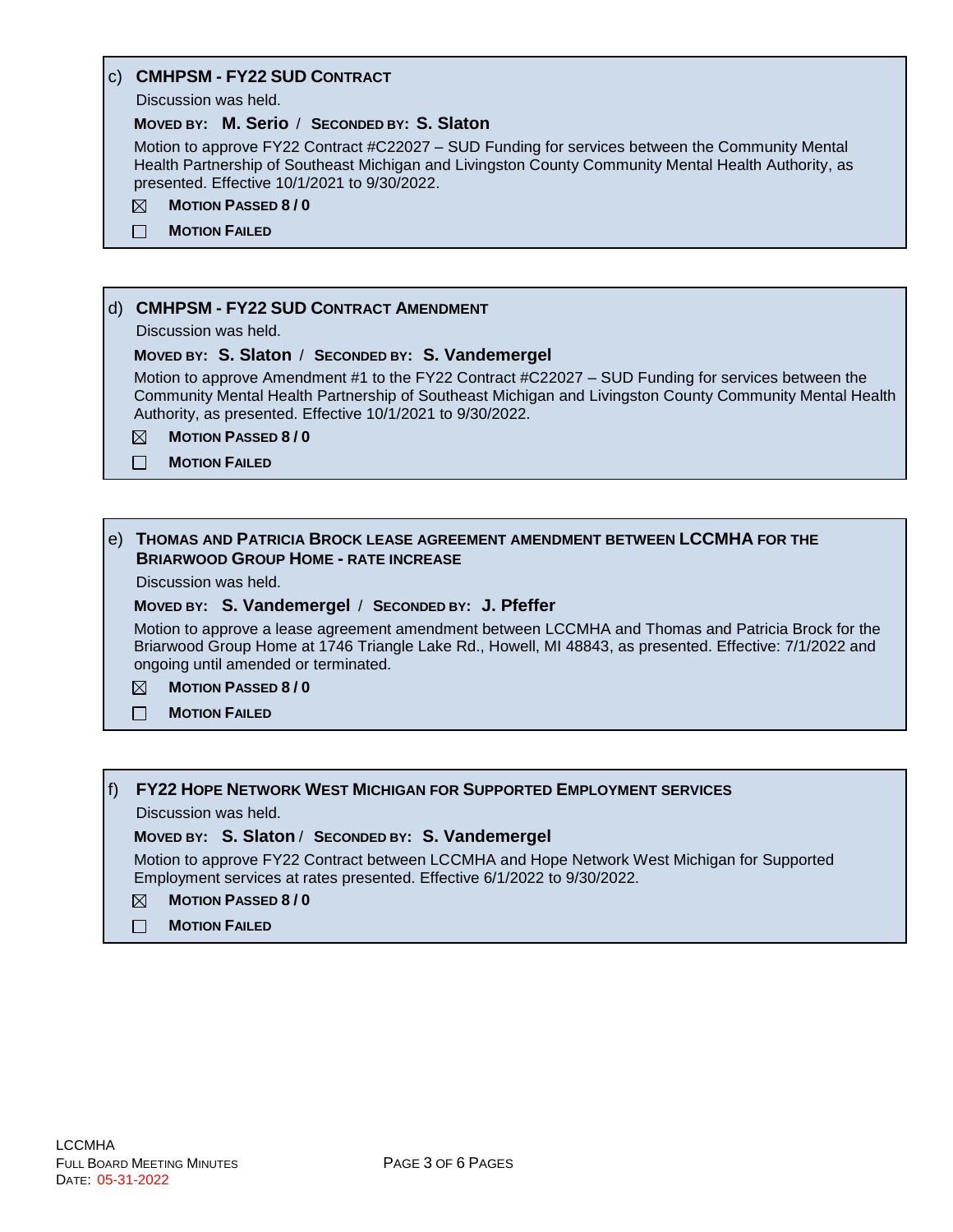c) **CMHPSM - FY22 SUD CONTRACT**

Discussion was held.

**MOVED BY: M. Serio** / **SECONDED BY: S. Slaton**

Motion to approve FY22 Contract #C22027 – SUD Funding for services between the Community Mental Health Partnership of Southeast Michigan and Livingston County Community Mental Health Authority, as presented. Effective 10/1/2021 to 9/30/2022.

☒ **MOTION PASSED 8 / 0**

☐ **MOTION FAILED**

d) **CMHPSM - FY22 SUD CONTRACT AMENDMENT**

Discussion was held.

**MOVED BY: S. Slaton** / **SECONDED BY: S. Vandemergel**

Motion to approve Amendment #1 to the FY22 Contract #C22027 – SUD Funding for services between the Community Mental Health Partnership of Southeast Michigan and Livingston County Community Mental Health Authority, as presented. Effective 10/1/2021 to 9/30/2022.

☒ **MOTION PASSED 8 / 0**

☐ **MOTION FAILED**

e) **THOMAS AND PATRICIA BROCK LEASE AGREEMENT AMENDMENT BETWEEN LCCMHA FOR THE BRIARWOOD GROUP HOME - RATE INCREASE**

Discussion was held.

**MOVED BY: S. Vandemergel** / **SECONDED BY: J. Pfeffer**

Motion to approve a lease agreement amendment between LCCMHA and Thomas and Patricia Brock for the Briarwood Group Home at 1746 Triangle Lake Rd., Howell, MI 48843, as presented. Effective: 7/1/2022 and ongoing until amended or terminated.

☒ **MOTION PASSED 8 / 0**

☐ **MOTION FAILED**

f) **FY22 HOPE NETWORK WEST MICHIGAN FOR SUPPORTED EMPLOYMENT SERVICES**

Discussion was held.

**MOVED BY: S. Slaton** / **SECONDED BY: S. Vandemergel**

Motion to approve FY22 Contract between LCCMHA and Hope Network West Michigan for Supported Employment services at rates presented. Effective 6/1/2022 to 9/30/2022.

☒ **MOTION PASSED 8 / 0**

☐ **MOTION FAILED**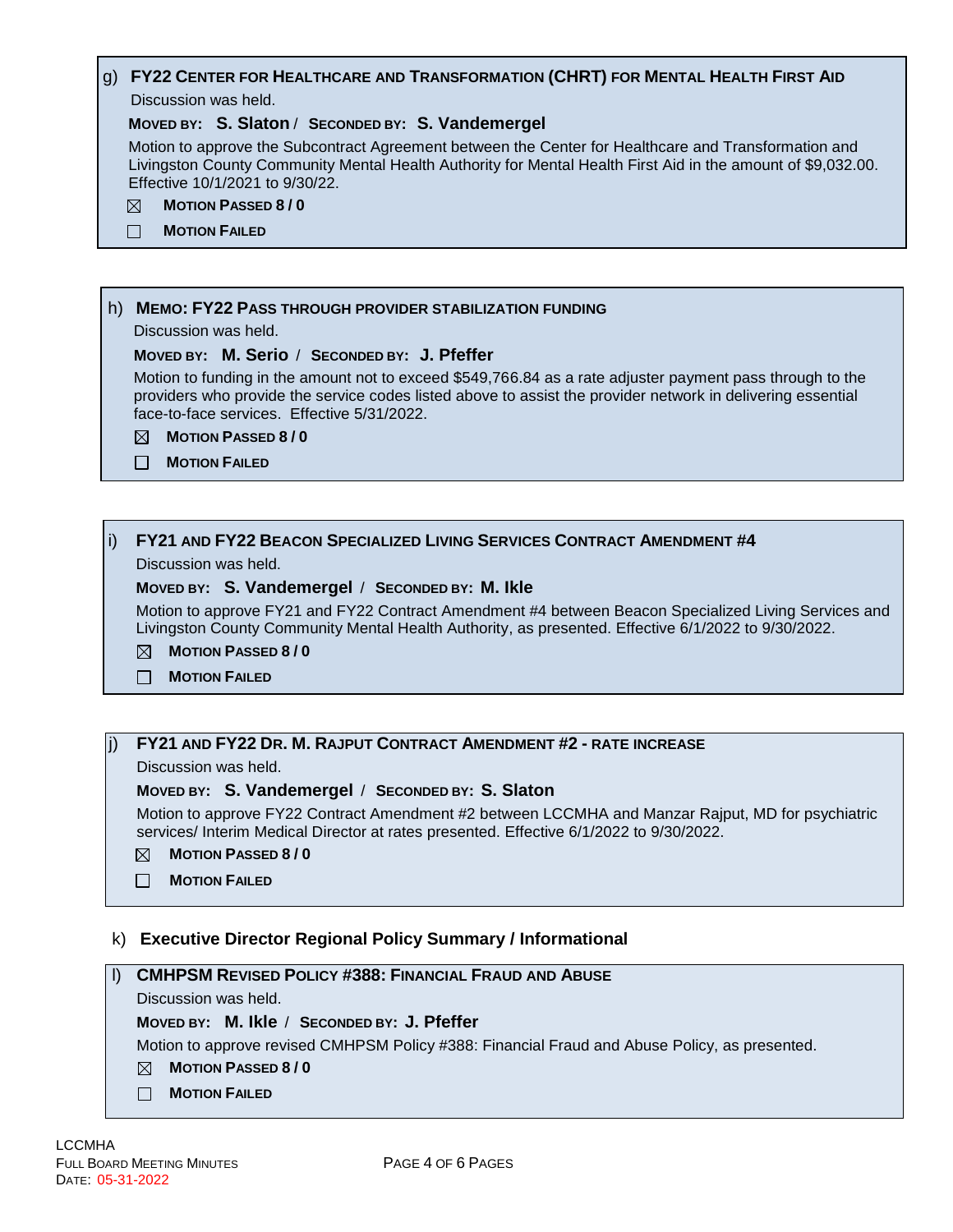g) **FY22 CENTER FOR HEALTHCARE AND TRANSFORMATION (CHRT) FOR MENTAL HEALTH FIRST AID**

Discussion was held.

**MOVED BY: S. Slaton** / **SECONDED BY: S. Vandemergel**

Motion to approve the Subcontract Agreement between the Center for Healthcare and Transformation and Livingston County Community Mental Health Authority for Mental Health First Aid in the amount of $9,032.00. Effective 10/1/2021 to 9/30/22.

- ☒ **MOTION PASSED 8 / 0**
- ☐ **MOTION FAILED**

h) **MEMO: FY22 PASS THROUGH PROVIDER STABILIZATION FUNDING**

Discussion was held.

**MOVED BY: M. Serio** / **SECONDED BY: J. Pfeffer**

Motion to funding in the amount not to exceed $549,766.84 as a rate adjuster payment pass through to the providers who provide the service codes listed above to assist the provider network in delivering essential face-to-face services. Effective 5/31/2022.

- ☒ **MOTION PASSED 8 / 0**
- ☐ **MOTION FAILED**

i) **FY21 AND FY22 BEACON SPECIALIZED LIVING SERVICES CONTRACT AMENDMENT #4**

Discussion was held.

**MOVED BY: S. Vandemergel** / **SECONDED BY: M. Ikle**

Motion to approve FY21 and FY22 Contract Amendment #4 between Beacon Specialized Living Services and Livingston County Community Mental Health Authority, as presented. Effective 6/1/2022 to 9/30/2022.

- ☒ **MOTION PASSED 8 / 0**
- ☐ **MOTION FAILED**

j) **FY21 AND FY22 DR. M. RAJPUT CONTRACT AMENDMENT #2 - RATE INCREASE**

Discussion was held.

**MOVED BY: S. Vandemergel** / **SECONDED BY: S. Slaton**

Motion to approve FY22 Contract Amendment #2 between LCCMHA and Manzar Rajput, MD for psychiatric services/ Interim Medical Director at rates presented. Effective 6/1/2022 to 9/30/2022.

- ☒ **MOTION PASSED 8 / 0**
- ☐ **MOTION FAILED**

k) **Executive Director Regional Policy Summary / Informational**

l) **CMHPSM REVISED POLICY #388: FINANCIAL FRAUD AND ABUSE**

Discussion was held.

**MOVED BY: M. Ikle** / **SECONDED BY: J. Pfeffer**

Motion to approve revised CMHPSM Policy #388: Financial Fraud and Abuse Policy, as presented.

- ☒ **MOTION PASSED 8 / 0**
- ☐ **MOTION FAILED**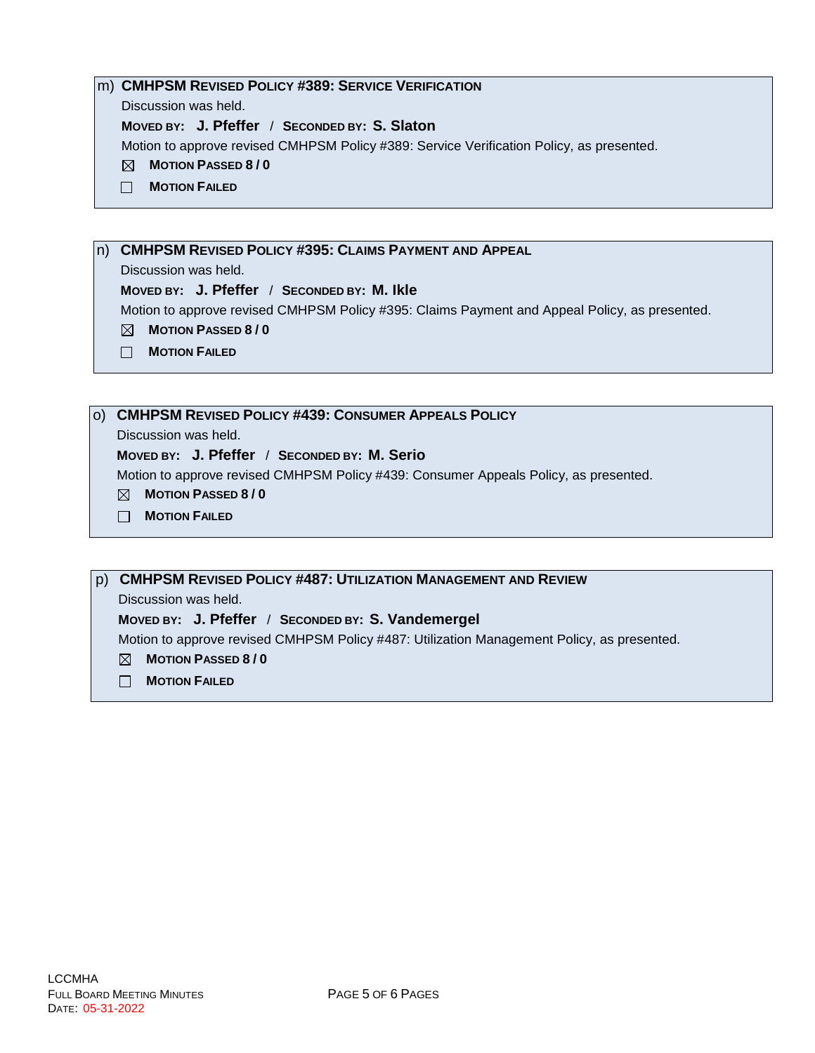m) **CMHPSM Revised Policy #389: Service Verification**

Discussion was held.

**Moved by: J. Pfeffer / Seconded by: S. Slaton**

Motion to approve revised CMHPSM Policy #389: Service Verification Policy, as presented.

☒ **Motion Passed 8 / 0**

☐ **Motion Failed**

n) **CMHPSM Revised Policy #395: Claims Payment and Appeal**

Discussion was held.

**Moved by: J. Pfeffer / Seconded by: M. Ikle**

Motion to approve revised CMHPSM Policy #395: Claims Payment and Appeal Policy, as presented.

☒ **Motion Passed 8 / 0**

☐ **Motion Failed**

o) **CMHPSM Revised Policy #439: Consumer Appeals Policy**

Discussion was held.

**Moved by: J. Pfeffer / Seconded by: M. Serio**

Motion to approve revised CMHPSM Policy #439: Consumer Appeals Policy, as presented.

☒ **Motion Passed 8 / 0**

☐ **Motion Failed**

p) **CMHPSM Revised Policy #487: Utilization Management and Review**

Discussion was held.

**Moved by: J. Pfeffer / Seconded by: S. Vandemergel**

Motion to approve revised CMHPSM Policy #487: Utilization Management Policy, as presented.

☒ **Motion Passed 8 / 0**

☐ **Motion Failed**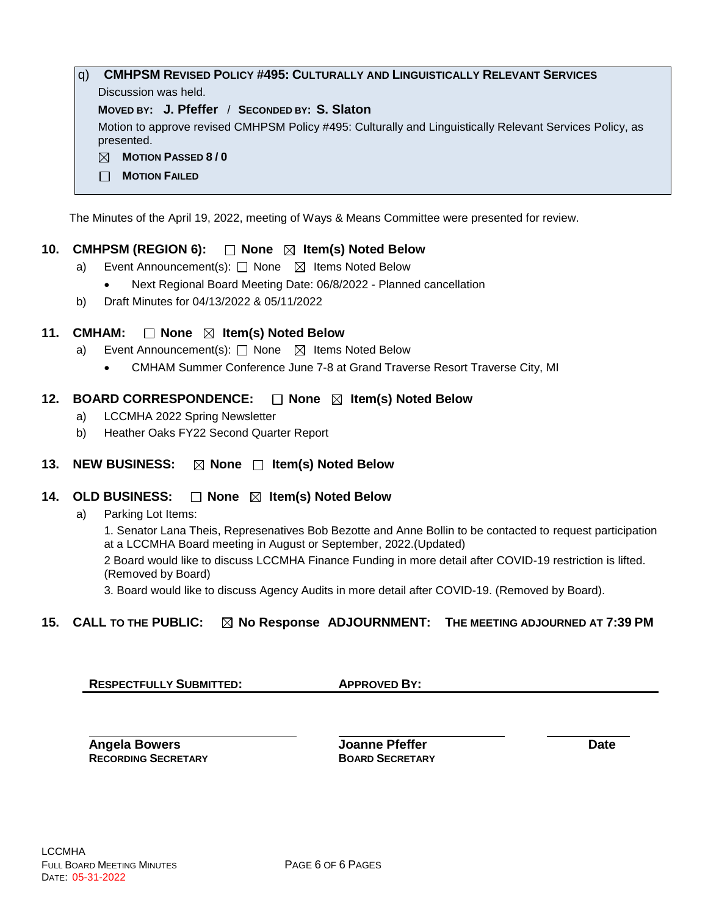q) **CMHPSM REVISED POLICY #495: CULTURALLY AND LINGUISTICALLY RELEVANT SERVICES**

Discussion was held.

**MOVED BY: J. Pfeffer** / **SECONDED BY: S. Slaton**

Motion to approve revised CMHPSM Policy #495: Culturally and Linguistically Relevant Services Policy, as presented.

☒ **MOTION PASSED 8 / 0**

☐ **MOTION FAILED**

The Minutes of the April 19, 2022, meeting of Ways & Means Committee were presented for review.

## 10. CMHPSM (REGION 6): ☐ None ☒ Item(s) Noted Below

a) Event Announcement(s): ☐ None ☒ Items Noted Below

- Next Regional Board Meeting Date: 06/8/2022 - Planned cancellation

b) Draft Minutes for 04/13/2022 & 05/11/2022

## 11. CMHAM: ☐ None ☒ Item(s) Noted Below

a) Event Announcement(s): ☐ None ☒ Items Noted Below

- CMHAM Summer Conference June 7-8 at Grand Traverse Resort Traverse City, MI

## 12. BOARD CORRESPONDENCE: ☐ None ☒ Item(s) Noted Below

a) LCCMHA 2022 Spring Newsletter

b) Heather Oaks FY22 Second Quarter Report

## 13. NEW BUSINESS: ☒ None ☐ Item(s) Noted Below

## 14. OLD BUSINESS: ☐ None ☒ Item(s) Noted Below

a) Parking Lot Items:

1. Senator Lana Theis, Represenatives Bob Bezotte and Anne Bollin to be contacted to request participation at a LCCMHA Board meeting in August or September, 2022.(Updated)

2 Board would like to discuss LCCMHA Finance Funding in more detail after COVID-19 restriction is lifted. (Removed by Board)

3. Board would like to discuss Agency Audits in more detail after COVID-19. (Removed by Board).

## 15. CALL TO THE PUBLIC: ☒ No Response ADJOURNMENT: THE MEETING ADJOURNED AT 7:39 PM

| **RESPECTFULLY SUBMITTED:** | **APPROVED BY:** | |
|---|---|---|
| **Angela Bowers**<br>**RECORDING SECRETARY** | **Joanne Pfeffer**<br>**BOARD SECRETARY** | **Date** |

LCCMHA
FULL BOARD MEETING MINUTES
DATE: 05-31-2022